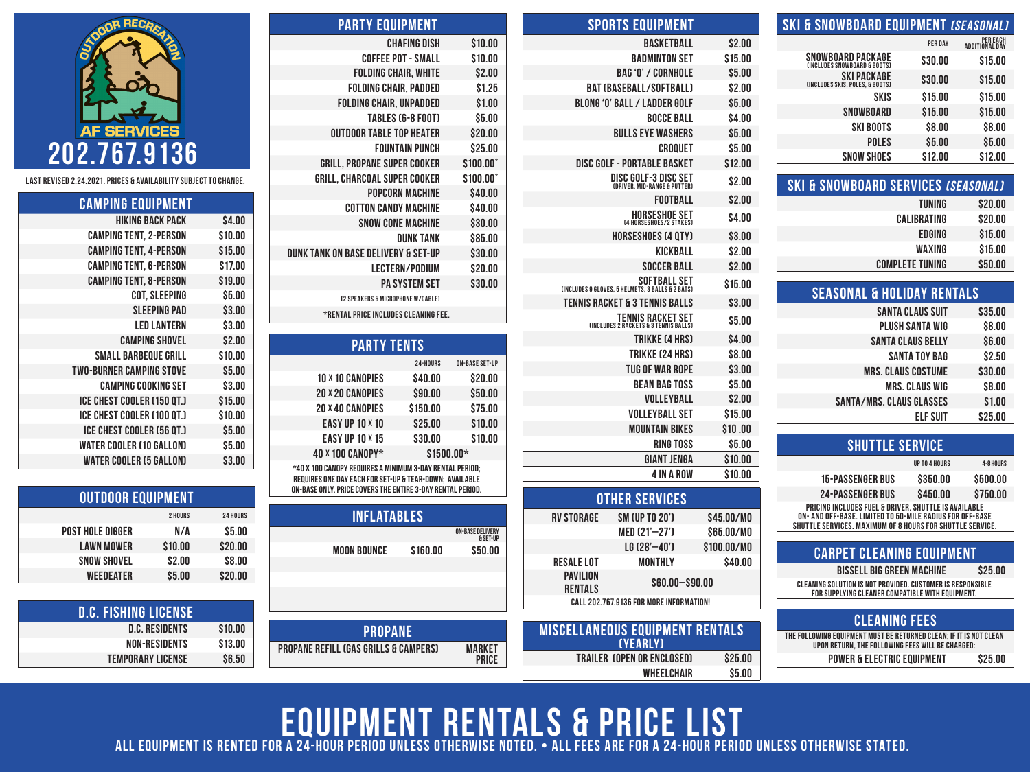OUTDOOR RECREATION
AF SERVICES
202.767.9136

LAST REVISED 2.24.2021. PRICES & AVAILABILITY SUBJECT TO CHANGE.

## CAMPING EQUIPMENT

| Item | Price |
|---|---|
| HIKING BACK PACK | $4.00 |
| CAMPING TENT, 2-PERSON | $10.00 |
| CAMPING TENT, 4-PERSON | $15.00 |
| CAMPING TENT, 6-PERSON | $17.00 |
| CAMPING TENT, 8-PERSON | $19.00 |
| COT, SLEEPING | $5.00 |
| SLEEPING PAD | $3.00 |
| LED LANTERN | $3.00 |
| CAMPING SHOVEL | $2.00 |
| SMALL BARBEQUE GRILL | $10.00 |
| TWO-BURNER CAMPING STOVE | $5.00 |
| CAMPING COOKING SET | $3.00 |
| ICE CHEST COOLER (150 QT.) | $15.00 |
| ICE CHEST COOLER (100 QT.) | $10.00 |
| ICE CHEST COOLER (56 QT.) | $5.00 |
| WATER COOLER (10 GALLON) | $5.00 |
| WATER COOLER (5 GALLON) | $3.00 |

## OUTDOOR EQUIPMENT

| | 2 HOURS | 24 HOURS |
|---|---|---|
| POST HOLE DIGGER | N/A | $5.00 |
| LAWN MOWER | $10.00 | $20.00 |
| SNOW SHOVEL | $2.00 | $8.00 |
| WEEDEATER | $5.00 | $20.00 |

## D.C. FISHING LICENSE

| | |
|---|---|
| D.C. RESIDENTS | $10.00 |
| NON-RESIDENTS | $13.00 |
| TEMPORARY LICENSE | $6.50 |

## PARTY EQUIPMENT

| Item | Price |
|---|---|
| CHAFING DISH | $10.00 |
| COFFEE POT - SMALL | $10.00 |
| FOLDING CHAIR, WHITE | $2.00 |
| FOLDING CHAIR, PADDED | $1.25 |
| FOLDING CHAIR, UNPADDED | $1.00 |
| TABLES (6-8 FOOT) | $5.00 |
| OUTDOOR TABLE TOP HEATER | $20.00 |
| FOUNTAIN PUNCH | $25.00 |
| GRILL, PROPANE SUPER COOKER | $100.00* |
| GRILL, CHARCOAL SUPER COOKER | $100.00* |
| POPCORN MACHINE | $40.00 |
| COTTON CANDY MACHINE | $40.00 |
| SNOW CONE MACHINE | $30.00 |
| DUNK TANK | $85.00 |
| DUNK TANK ON BASE DELIVERY & SET-UP | $30.00 |
| LECTERN/PODIUM | $20.00 |
| PA SYSTEM SET (2 SPEAKERS & MICROPHONE W/CABLE) | $30.00 |

*RENTAL PRICE INCLUDES CLEANING FEE.

## PARTY TENTS

| | 24-HOURS | ON-BASE SET-UP |
|---|---|---|
| 10 X 10 CANOPIES | $40.00 | $20.00 |
| 20 X 20 CANOPIES | $90.00 | $50.00 |
| 20 X 40 CANOPIES | $150.00 | $75.00 |
| EASY UP 10 X 10 | $25.00 | $10.00 |
| EASY UP 10 X 15 | $30.00 | $10.00 |
| 40 X 100 CANOPY* | $1500.00* | |

*40 X 100 CANOPY REQUIRES A MINIMUM 3-DAY RENTAL PERIOD; REQUIRES ONE DAY EACH FOR SET-UP & TEAR-DOWN; AVAILABLE ON-BASE ONLY. PRICE COVERS THE ENTIRE 3-DAY RENTAL PERIOD.

## INFLATABLES

| | | ON-BASE DELIVERY & SET-UP |
|---|---|---|
| MOON BOUNCE | $160.00 | $50.00 |

## PROPANE

| | |
|---|---|
| PROPANE REFILL (GAS GRILLS & CAMPERS) | MARKET PRICE |

## SPORTS EQUIPMENT

| Item | Price |
|---|---|
| BASKETBALL | $2.00 |
| BADMINTON SET | $15.00 |
| BAG 'O' / CORNHOLE | $5.00 |
| BAT (BASEBALL/SOFTBALL) | $2.00 |
| BLONG 'O' BALL / LADDER GOLF | $5.00 |
| BOCCE BALL | $4.00 |
| BULLS EYE WASHERS | $5.00 |
| CROQUET | $5.00 |
| DISC GOLF - PORTABLE BASKET | $12.00 |
| DISC GOLF-3 DISC SET (DRIVER, MID-RANGE & PUTTER) | $2.00 |
| FOOTBALL | $2.00 |
| HORSESHOE SET (4 HORSESHOES/2 STAKES) | $4.00 |
| HORSESHOES (4 QTY) | $3.00 |
| KICKBALL | $2.00 |
| SOCCER BALL | $2.00 |
| SOFTBALL SET (INCLUDES 9 GLOVES, 5 HELMETS, 3 BALLS & 2 BATS) | $15.00 |
| TENNIS RACKET & 3 TENNIS BALLS | $3.00 |
| TENNIS RACKET SET (INCLUDES 2 RACKETS & 3 TENNIS BALLS) | $5.00 |
| TRIKKE (4 HRS) | $4.00 |
| TRIKKE (24 HRS) | $8.00 |
| TUG OF WAR ROPE | $3.00 |
| BEAN BAG TOSS | $5.00 |
| VOLLEYBALL | $2.00 |
| VOLLEYBALL SET | $15.00 |
| MOUNTAIN BIKES | $10 .00 |
| RING TOSS | $5.00 |
| GIANT JENGA | $10.00 |
| 4 IN A ROW | $10.00 |

## OTHER SERVICES

| | | |
|---|---|---|
| RV STORAGE | SM (UP TO 20') | $45.00/MO |
| | MED (21'–27') | $65.00/MO |
| | LG (28'–40') | $100.00/MO |
| RESALE LOT | MONTHLY | $40.00 |
| PAVILION RENTALS | $60.00–$90.00 | |

CALL 202.767.9136 FOR MORE INFORMATION!

## MISCELLANEOUS EQUIPMENT RENTALS (YEARLY)

| | |
|---|---|
| TRAILER (OPEN OR ENCLOSED) | $25.00 |
| WHEELCHAIR | $5.00 |

## SKI & SNOWBOARD EQUIPMENT *(SEASONAL)*

| | PER DAY | PER EACH ADDITIONAL DAY |
|---|---|---|
| SNOWBOARD PACKAGE (INCLUDES SNOWBOARD & BOOTS) | $30.00 | $15.00 |
| SKI PACKAGE (INCLUDES SKIS, POLES, & BOOTS) | $30.00 | $15.00 |
| SKIS | $15.00 | $15.00 |
| SNOWBOARD | $15.00 | $15.00 |
| SKI BOOTS | $8.00 | $8.00 |
| POLES | $5.00 | $5.00 |
| SNOW SHOES | $12.00 | $12.00 |

## SKI & SNOWBOARD SERVICES *(SEASONAL)*

| | |
|---|---|
| TUNING | $20.00 |
| CALIBRATING | $20.00 |
| EDGING | $15.00 |
| WAXING | $15.00 |
| COMPLETE TUNING | $50.00 |

## SEASONAL & HOLIDAY RENTALS

| | |
|---|---|
| SANTA CLAUS SUIT | $35.00 |
| PLUSH SANTA WIG | $8.00 |
| SANTA CLAUS BELLY | $6.00 |
| SANTA TOY BAG | $2.50 |
| MRS. CLAUS COSTUME | $30.00 |
| MRS. CLAUS WIG | $8.00 |
| SANTA/MRS. CLAUS GLASSES | $1.00 |
| ELF SUIT | $25.00 |

## SHUTTLE SERVICE

| | UP TO 4 HOURS | 4-8 HOURS |
|---|---|---|
| 15-PASSENGER BUS | $350.00 | $500.00 |
| 24-PASSENGER BUS | $450.00 | $750.00 |

PRICING INCLUDES FUEL & DRIVER. SHUTTLE IS AVAILABLE ON- AND OFF-BASE. LIMITED TO 50-MILE RADIUS FOR OFF-BASE SHUTTLE SERVICES. MAXIMUM OF 8 HOURS FOR SHUTTLE SERVICE.

## CARPET CLEANING EQUIPMENT

| | |
|---|---|
| BISSELL BIG GREEN MACHINE | $25.00 |

CLEANING SOLUTION IS NOT PROVIDED. CUSTOMER IS RESPONSIBLE FOR SUPPLYING CLEANER COMPATIBLE WITH EQUIPMENT.

## CLEANING FEES

THE FOLLOWING EQUIPMENT MUST BE RETURNED CLEAN; IF IT IS NOT CLEAN UPON RETURN, THE FOLLOWING FEES WILL BE CHARGED:

| | |
|---|---|
| POWER & ELECTRIC EQUIPMENT | $25.00 |

# EQUIPMENT RENTALS & PRICE LIST

ALL EQUIPMENT IS RENTED FOR A 24-HOUR PERIOD UNLESS OTHERWISE NOTED. • ALL FEES ARE FOR A 24-HOUR PERIOD UNLESS OTHERWISE STATED.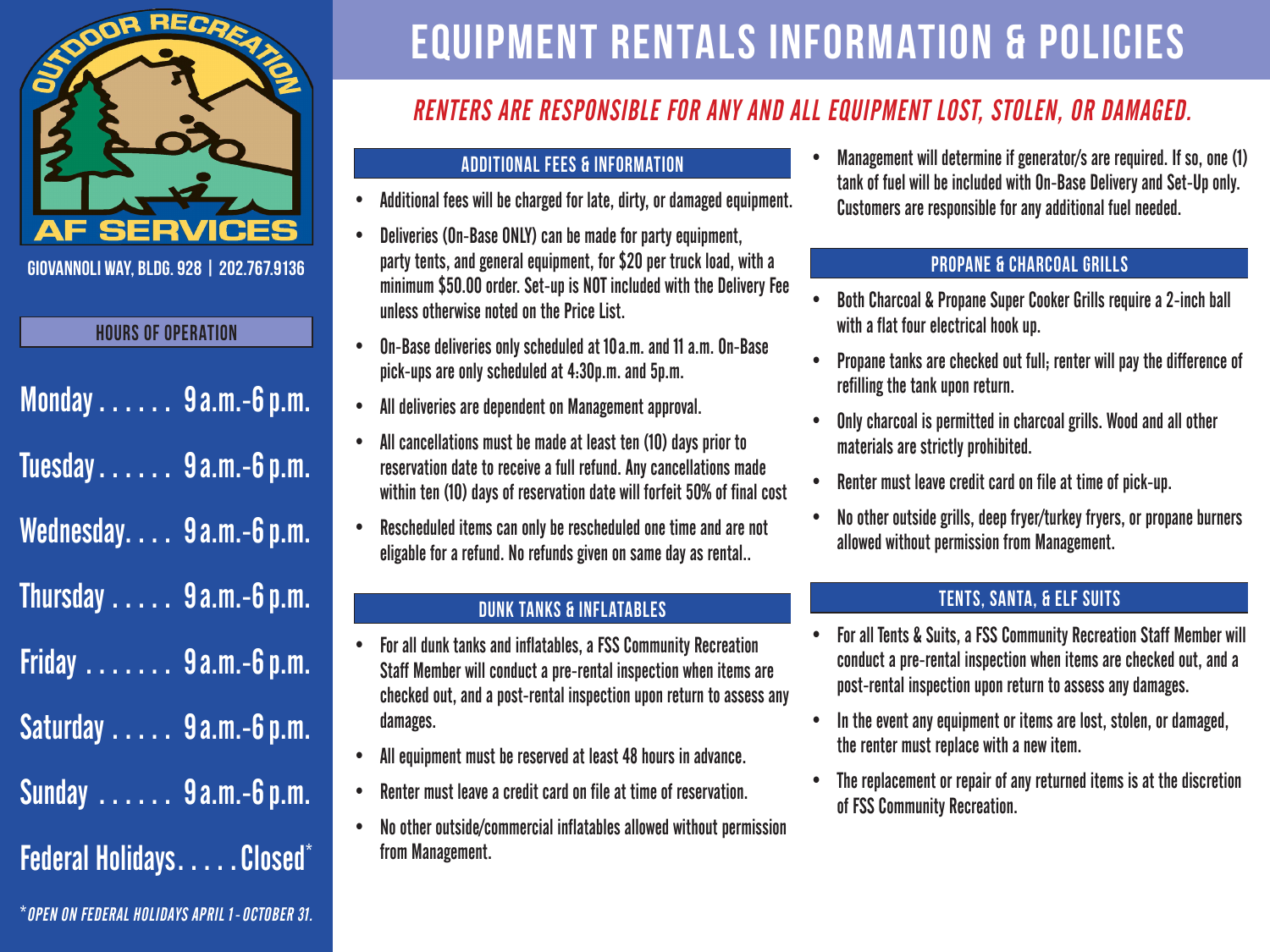OUTDOOR RECREATION

AF SERVICES

GIOVANNOLI WAY, BLDG. 928 | 202.767.9136

## HOURS OF OPERATION

| | |
|---|---|
| Monday | 9 a.m.-6 p.m. |
| Tuesday | 9 a.m.-6 p.m. |
| Wednesday | 9 a.m.-6 p.m. |
| Thursday | 9 a.m.-6 p.m. |
| Friday | 9 a.m.-6 p.m. |
| Saturday | 9 a.m.-6 p.m. |
| Sunday | 9 a.m.-6 p.m. |
| Federal Holidays | Closed* |

*\*OPEN ON FEDERAL HOLIDAYS APRIL 1 - OCTOBER 31.*

# EQUIPMENT RENTALS INFORMATION & POLICIES

***RENTERS ARE RESPONSIBLE FOR ANY AND ALL EQUIPMENT LOST, STOLEN, OR DAMAGED.***

## ADDITIONAL FEES & INFORMATION

- Additional fees will be charged for late, dirty, or damaged equipment.
- Deliveries (On-Base ONLY) can be made for party equipment, party tents, and general equipment, for $20 per truck load, with a minimum $50.00 order. Set-up is NOT included with the Delivery Fee unless otherwise noted on the Price List.
- On-Base deliveries only scheduled at 10a.m. and 11 a.m. On-Base pick-ups are only scheduled at 4:30p.m. and 5p.m.
- All deliveries are dependent on Management approval.
- All cancellations must be made at least ten (10) days prior to reservation date to receive a full refund. Any cancellations made within ten (10) days of reservation date will forfeit 50% of final cost
- Rescheduled items can only be rescheduled one time and are not eligable for a refund. No refunds given on same day as rental..

## DUNK TANKS & INFLATABLES

- For all dunk tanks and inflatables, a FSS Community Recreation Staff Member will conduct a pre-rental inspection when items are checked out, and a post-rental inspection upon return to assess any damages.
- All equipment must be reserved at least 48 hours in advance.
- Renter must leave a credit card on file at time of reservation.
- No other outside/commercial inflatables allowed without permission from Management.
- Management will determine if generator/s are required. If so, one (1) tank of fuel will be included with On-Base Delivery and Set-Up only. Customers are responsible for any additional fuel needed.

## PROPANE & CHARCOAL GRILLS

- Both Charcoal & Propane Super Cooker Grills require a 2-inch ball with a flat four electrical hook up.
- Propane tanks are checked out full; renter will pay the difference of refilling the tank upon return.
- Only charcoal is permitted in charcoal grills. Wood and all other materials are strictly prohibited.
- Renter must leave credit card on file at time of pick-up.
- No other outside grills, deep fryer/turkey fryers, or propane burners allowed without permission from Management.

## TENTS, SANTA, & ELF SUITS

- For all Tents & Suits, a FSS Community Recreation Staff Member will conduct a pre-rental inspection when items are checked out, and a post-rental inspection upon return to assess any damages.
- In the event any equipment or items are lost, stolen, or damaged, the renter must replace with a new item.
- The replacement or repair of any returned items is at the discretion of FSS Community Recreation.